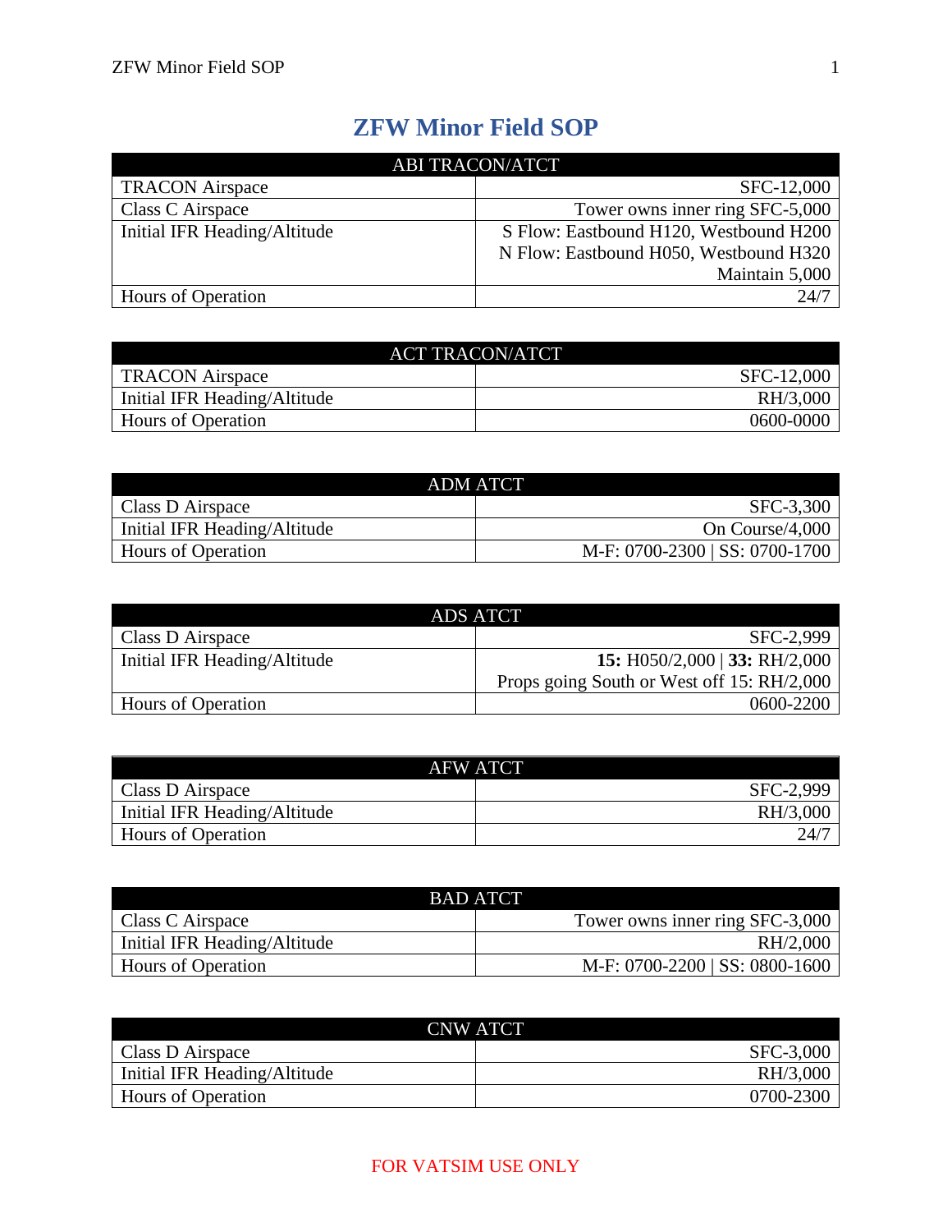# ZFW Minor Field SOP

| ABI TRACON/ATCT | |
|---|---|
| TRACON Airspace | SFC-12,000 |
| Class C Airspace | Tower owns inner ring SFC-5,000 |
| Initial IFR Heading/Altitude | S Flow: Eastbound H120, Westbound H200<br>N Flow: Eastbound H050, Westbound H320<br>Maintain 5,000 |
| Hours of Operation | 24/7 |

| ACT TRACON/ATCT | |
|---|---|
| TRACON Airspace | SFC-12,000 |
| Initial IFR Heading/Altitude | RH/3,000 |
| Hours of Operation | 0600-0000 |

| ADM ATCT | |
|---|---|
| Class D Airspace | SFC-3,300 |
| Initial IFR Heading/Altitude | On Course/4,000 |
| Hours of Operation | M-F: 0700-2300 \| SS: 0700-1700 |

| ADS ATCT | |
|---|---|
| Class D Airspace | SFC-2,999 |
| Initial IFR Heading/Altitude | **15:** H050/2,000 \| **33:** RH/2,000<br>Props going South or West off 15: RH/2,000 |
| Hours of Operation | 0600-2200 |

| AFW ATCT | |
|---|---|
| Class D Airspace | SFC-2,999 |
| Initial IFR Heading/Altitude | RH/3,000 |
| Hours of Operation | 24/7 |

| BAD ATCT | |
|---|---|
| Class C Airspace | Tower owns inner ring SFC-3,000 |
| Initial IFR Heading/Altitude | RH/2,000 |
| Hours of Operation | M-F: 0700-2200 \| SS: 0800-1600 |

| CNW ATCT | |
|---|---|
| Class D Airspace | SFC-3,000 |
| Initial IFR Heading/Altitude | RH/3,000 |
| Hours of Operation | 0700-2300 |

FOR VATSIM USE ONLY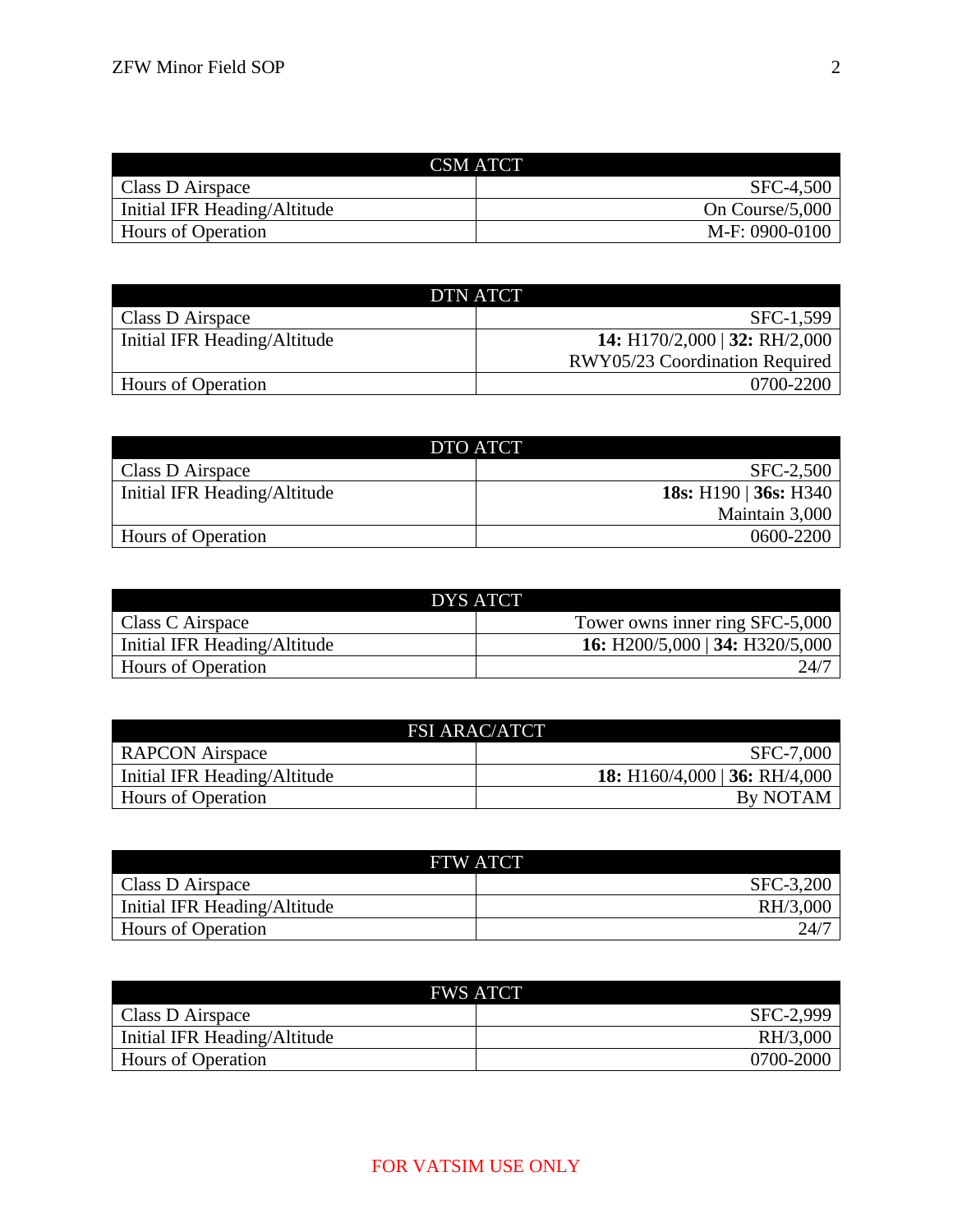| CSM ATCT | |
|---|---|
| Class D Airspace | SFC-4,500 |
| Initial IFR Heading/Altitude | On Course/5,000 |
| Hours of Operation | M-F: 0900-0100 |

| DTN ATCT | |
|---|---|
| Class D Airspace | SFC-1,599 |
| Initial IFR Heading/Altitude | **14:** H170/2,000 \| **32:** RH/2,000<br>RWY05/23 Coordination Required |
| Hours of Operation | 0700-2200 |

| DTO ATCT | |
|---|---|
| Class D Airspace | SFC-2,500 |
| Initial IFR Heading/Altitude | **18s:** H190 \| **36s:** H340<br>Maintain 3,000 |
| Hours of Operation | 0600-2200 |

| DYS ATCT | |
|---|---|
| Class C Airspace | Tower owns inner ring SFC-5,000 |
| Initial IFR Heading/Altitude | **16:** H200/5,000 \| **34:** H320/5,000 |
| Hours of Operation | 24/7 |

| FSI ARAC/ATCT | |
|---|---|
| RAPCON Airspace | SFC-7,000 |
| Initial IFR Heading/Altitude | **18:** H160/4,000 \| **36:** RH/4,000 |
| Hours of Operation | By NOTAM |

| FTW ATCT | |
|---|---|
| Class D Airspace | SFC-3,200 |
| Initial IFR Heading/Altitude | RH/3,000 |
| Hours of Operation | 24/7 |

| FWS ATCT | |
|---|---|
| Class D Airspace | SFC-2,999 |
| Initial IFR Heading/Altitude | RH/3,000 |
| Hours of Operation | 0700-2000 |

FOR VATSIM USE ONLY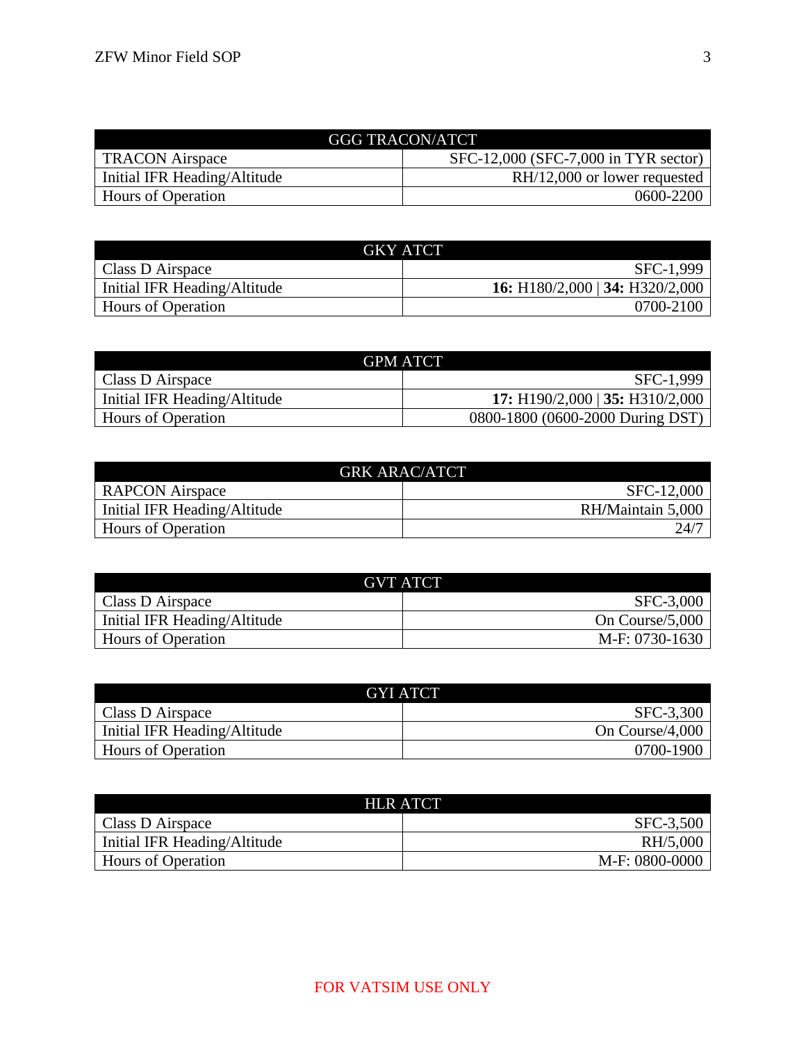| GGG TRACON/ATCT | |
|---|---|
| TRACON Airspace | SFC-12,000 (SFC-7,000 in TYR sector) |
| Initial IFR Heading/Altitude | RH/12,000 or lower requested |
| Hours of Operation | 0600-2200 |

| GKY ATCT | |
|---|---|
| Class D Airspace | SFC-1,999 |
| Initial IFR Heading/Altitude | **16:** H180/2,000 \| **34:** H320/2,000 |
| Hours of Operation | 0700-2100 |

| GPM ATCT | |
|---|---|
| Class D Airspace | SFC-1,999 |
| Initial IFR Heading/Altitude | **17:** H190/2,000 \| **35:** H310/2,000 |
| Hours of Operation | 0800-1800 (0600-2000 During DST) |

| GRK ARAC/ATCT | |
|---|---|
| RAPCON Airspace | SFC-12,000 |
| Initial IFR Heading/Altitude | RH/Maintain 5,000 |
| Hours of Operation | 24/7 |

| GVT ATCT | |
|---|---|
| Class D Airspace | SFC-3,000 |
| Initial IFR Heading/Altitude | On Course/5,000 |
| Hours of Operation | M-F: 0730-1630 |

| GYI ATCT | |
|---|---|
| Class D Airspace | SFC-3,300 |
| Initial IFR Heading/Altitude | On Course/4,000 |
| Hours of Operation | 0700-1900 |

| HLR ATCT | |
|---|---|
| Class D Airspace | SFC-3,500 |
| Initial IFR Heading/Altitude | RH/5,000 |
| Hours of Operation | M-F: 0800-0000 |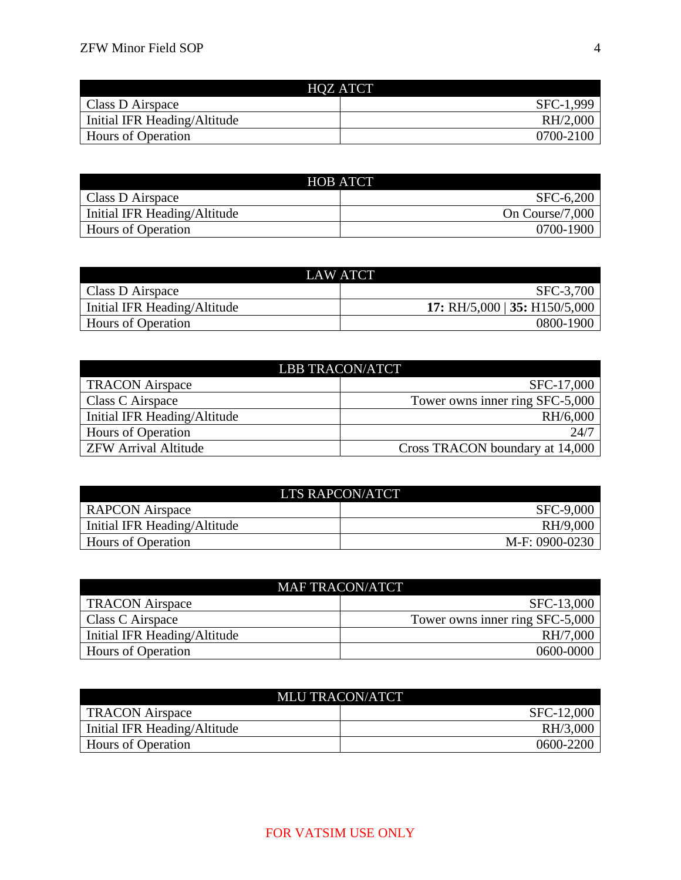| HQZ ATCT | |
|---|---|
| Class D Airspace | SFC-1,999 |
| Initial IFR Heading/Altitude | RH/2,000 |
| Hours of Operation | 0700-2100 |

| HOB ATCT | |
|---|---|
| Class D Airspace | SFC-6,200 |
| Initial IFR Heading/Altitude | On Course/7,000 |
| Hours of Operation | 0700-1900 |

| LAW ATCT | |
|---|---|
| Class D Airspace | SFC-3,700 |
| Initial IFR Heading/Altitude | **17:** RH/5,000 \| **35:** H150/5,000 |
| Hours of Operation | 0800-1900 |

| LBB TRACON/ATCT | |
|---|---|
| TRACON Airspace | SFC-17,000 |
| Class C Airspace | Tower owns inner ring SFC-5,000 |
| Initial IFR Heading/Altitude | RH/6,000 |
| Hours of Operation | 24/7 |
| ZFW Arrival Altitude | Cross TRACON boundary at 14,000 |

| LTS RAPCON/ATCT | |
|---|---|
| RAPCON Airspace | SFC-9,000 |
| Initial IFR Heading/Altitude | RH/9,000 |
| Hours of Operation | M-F: 0900-0230 |

| MAF TRACON/ATCT | |
|---|---|
| TRACON Airspace | SFC-13,000 |
| Class C Airspace | Tower owns inner ring SFC-5,000 |
| Initial IFR Heading/Altitude | RH/7,000 |
| Hours of Operation | 0600-0000 |

| MLU TRACON/ATCT | |
|---|---|
| TRACON Airspace | SFC-12,000 |
| Initial IFR Heading/Altitude | RH/3,000 |
| Hours of Operation | 0600-2200 |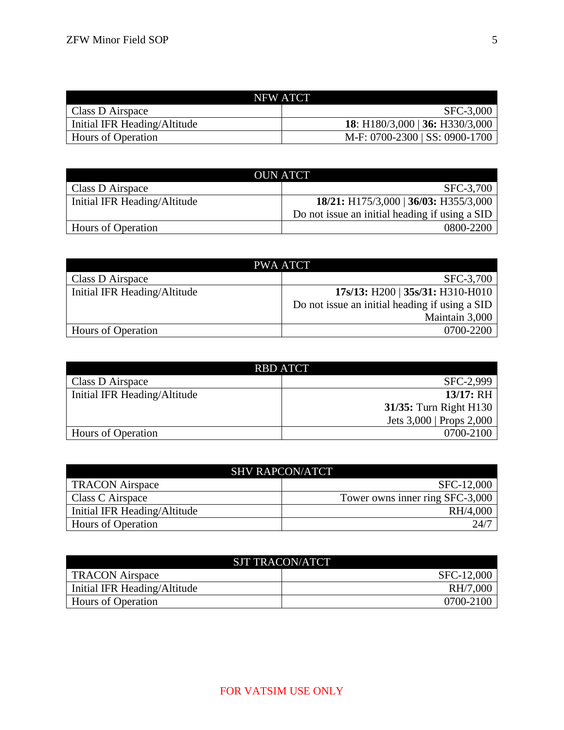| NFW ATCT | |
|---|---|
| Class D Airspace | SFC-3,000 |
| Initial IFR Heading/Altitude | **18**: H180/3,000 \| **36:** H330/3,000 |
| Hours of Operation | M-F: 0700-2300 \| SS: 0900-1700 |

| OUN ATCT | |
|---|---|
| Class D Airspace | SFC-3,700 |
| Initial IFR Heading/Altitude | **18/21:** H175/3,000 \| **36/03:** H355/3,000<br>Do not issue an initial heading if using a SID |
| Hours of Operation | 0800-2200 |

| PWA ATCT | |
|---|---|
| Class D Airspace | SFC-3,700 |
| Initial IFR Heading/Altitude | **17s/13:** H200 \| **35s/31:** H310-H010<br>Do not issue an initial heading if using a SID<br>Maintain 3,000 |
| Hours of Operation | 0700-2200 |

| RBD ATCT | |
|---|---|
| Class D Airspace | SFC-2,999 |
| Initial IFR Heading/Altitude | **13/17:** RH<br>**31/35:** Turn Right H130<br>Jets 3,000 \| Props 2,000 |
| Hours of Operation | 0700-2100 |

| SHV RAPCON/ATCT | |
|---|---|
| TRACON Airspace | SFC-12,000 |
| Class C Airspace | Tower owns inner ring SFC-3,000 |
| Initial IFR Heading/Altitude | RH/4,000 |
| Hours of Operation | 24/7 |

| SJT TRACON/ATCT | |
|---|---|
| TRACON Airspace | SFC-12,000 |
| Initial IFR Heading/Altitude | RH/7,000 |
| Hours of Operation | 0700-2100 |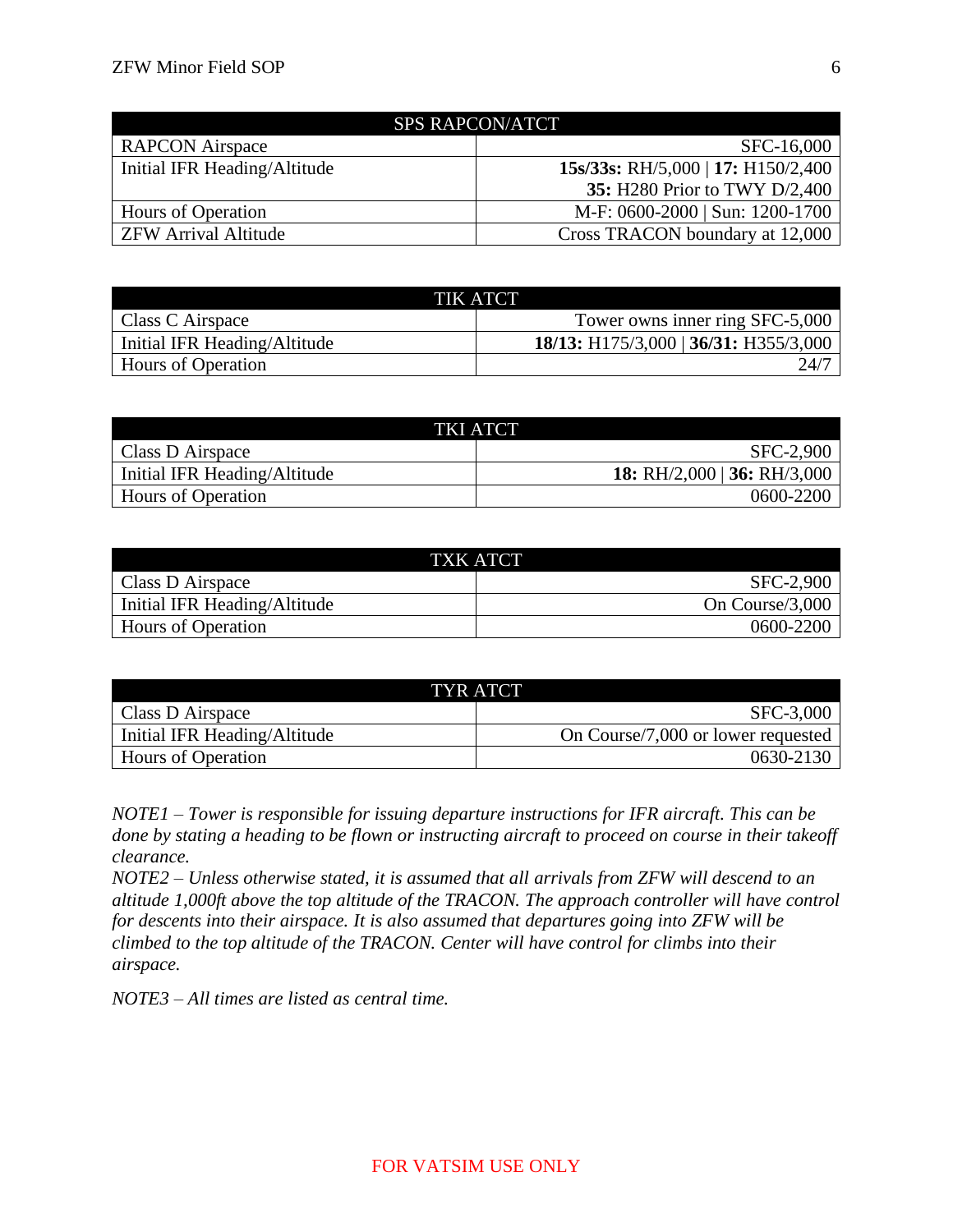| SPS RAPCON/ATCT | |
|---|---|
| RAPCON Airspace | SFC-16,000 |
| Initial IFR Heading/Altitude | **15s/33s:** RH/5,000 \| **17:** H150/2,400<br>**35:** H280 Prior to TWY D/2,400 |
| Hours of Operation | M-F: 0600-2000 \| Sun: 1200-1700 |
| ZFW Arrival Altitude | Cross TRACON boundary at 12,000 |

| TIK ATCT | |
|---|---|
| Class C Airspace | Tower owns inner ring SFC-5,000 |
| Initial IFR Heading/Altitude | **18/13:** H175/3,000 \| **36/31:** H355/3,000 |
| Hours of Operation | 24/7 |

| TKI ATCT | |
|---|---|
| Class D Airspace | SFC-2,900 |
| Initial IFR Heading/Altitude | **18:** RH/2,000 \| **36:** RH/3,000 |
| Hours of Operation | 0600-2200 |

| TXK ATCT | |
|---|---|
| Class D Airspace | SFC-2,900 |
| Initial IFR Heading/Altitude | On Course/3,000 |
| Hours of Operation | 0600-2200 |

| TYR ATCT | |
|---|---|
| Class D Airspace | SFC-3,000 |
| Initial IFR Heading/Altitude | On Course/7,000 or lower requested |
| Hours of Operation | 0630-2130 |

*NOTE1 – Tower is responsible for issuing departure instructions for IFR aircraft. This can be done by stating a heading to be flown or instructing aircraft to proceed on course in their takeoff clearance.*
*NOTE2 – Unless otherwise stated, it is assumed that all arrivals from ZFW will descend to an altitude 1,000ft above the top altitude of the TRACON. The approach controller will have control for descents into their airspace. It is also assumed that departures going into ZFW will be climbed to the top altitude of the TRACON. Center will have control for climbs into their airspace.*

*NOTE3 – All times are listed as central time.*

FOR VATSIM USE ONLY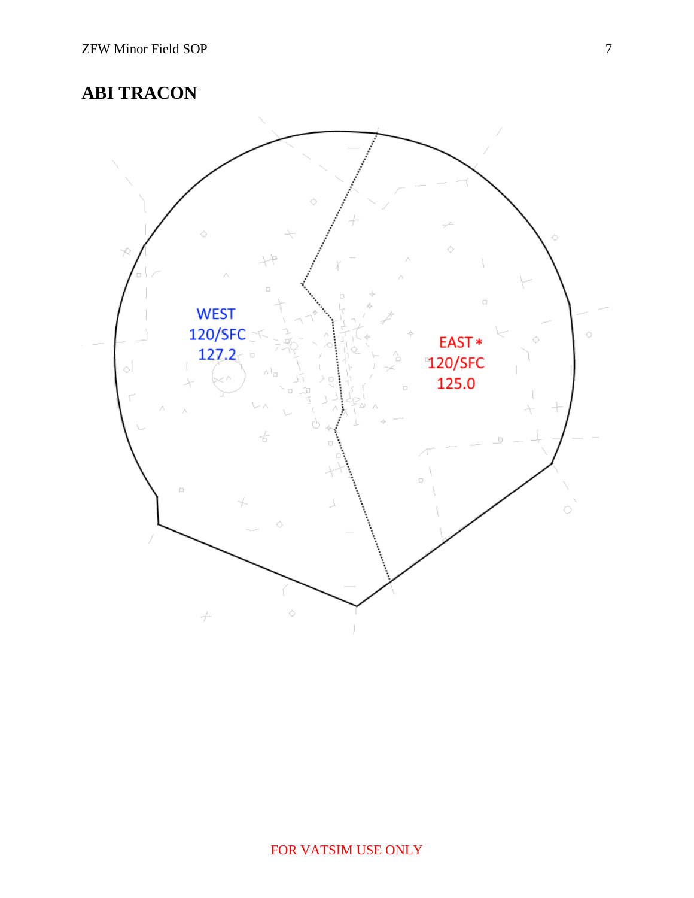## ABI TRACON

WEST
120/SFC
127.2

EAST *
120/SFC
125.0

FOR VATSIM USE ONLY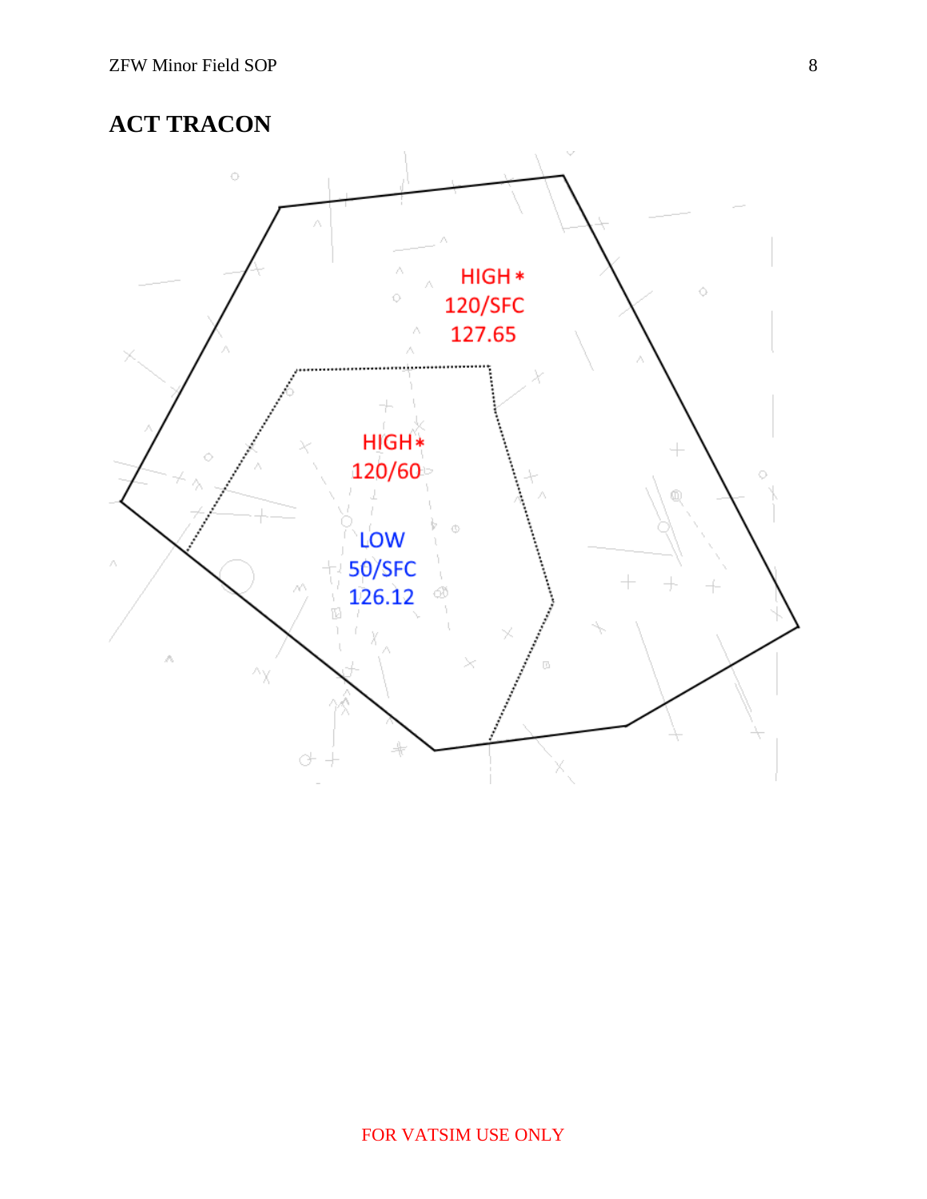## ACT TRACON

HIGH*
120/SFC
127.65

HIGH*
120/60

LOW
50/SFC
126.12

FOR VATSIM USE ONLY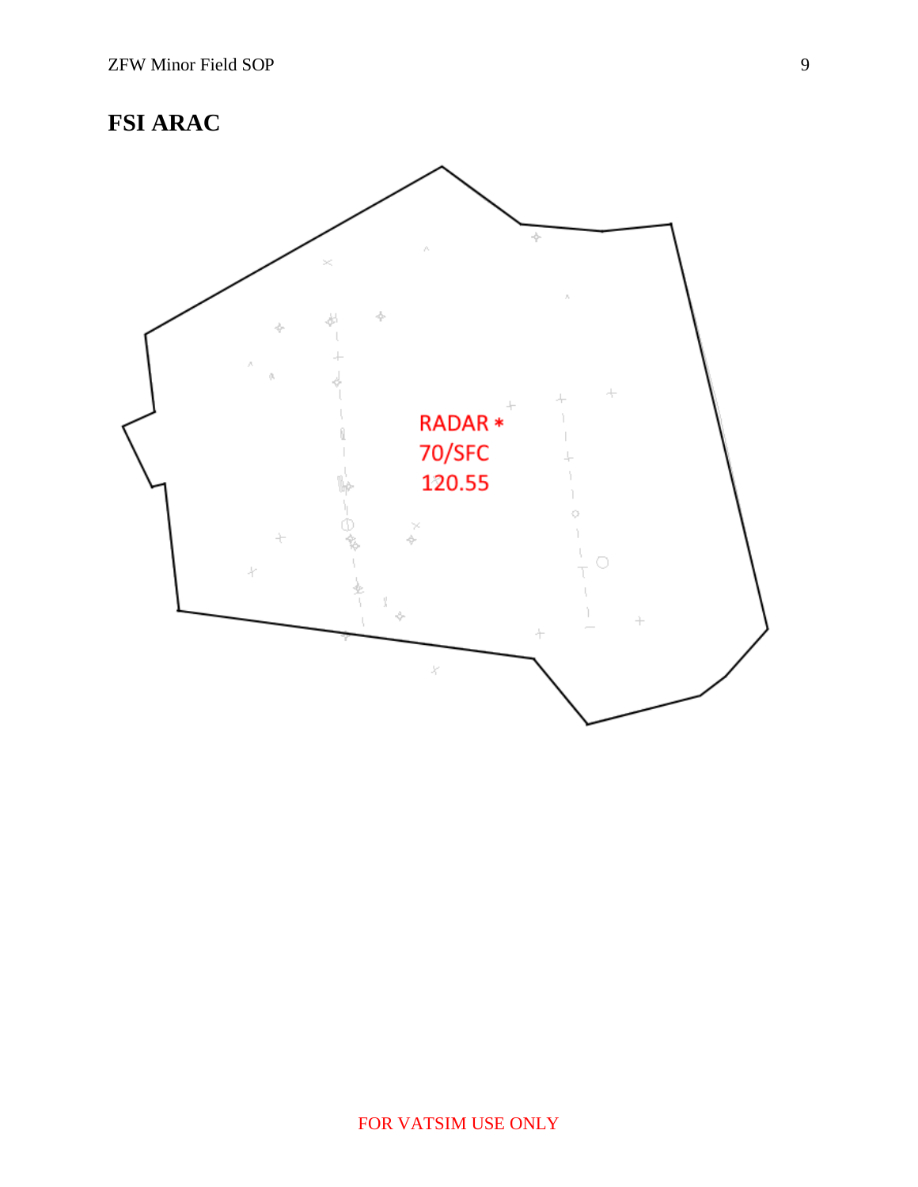## FSI ARAC

RADAR *
70/SFC
120.55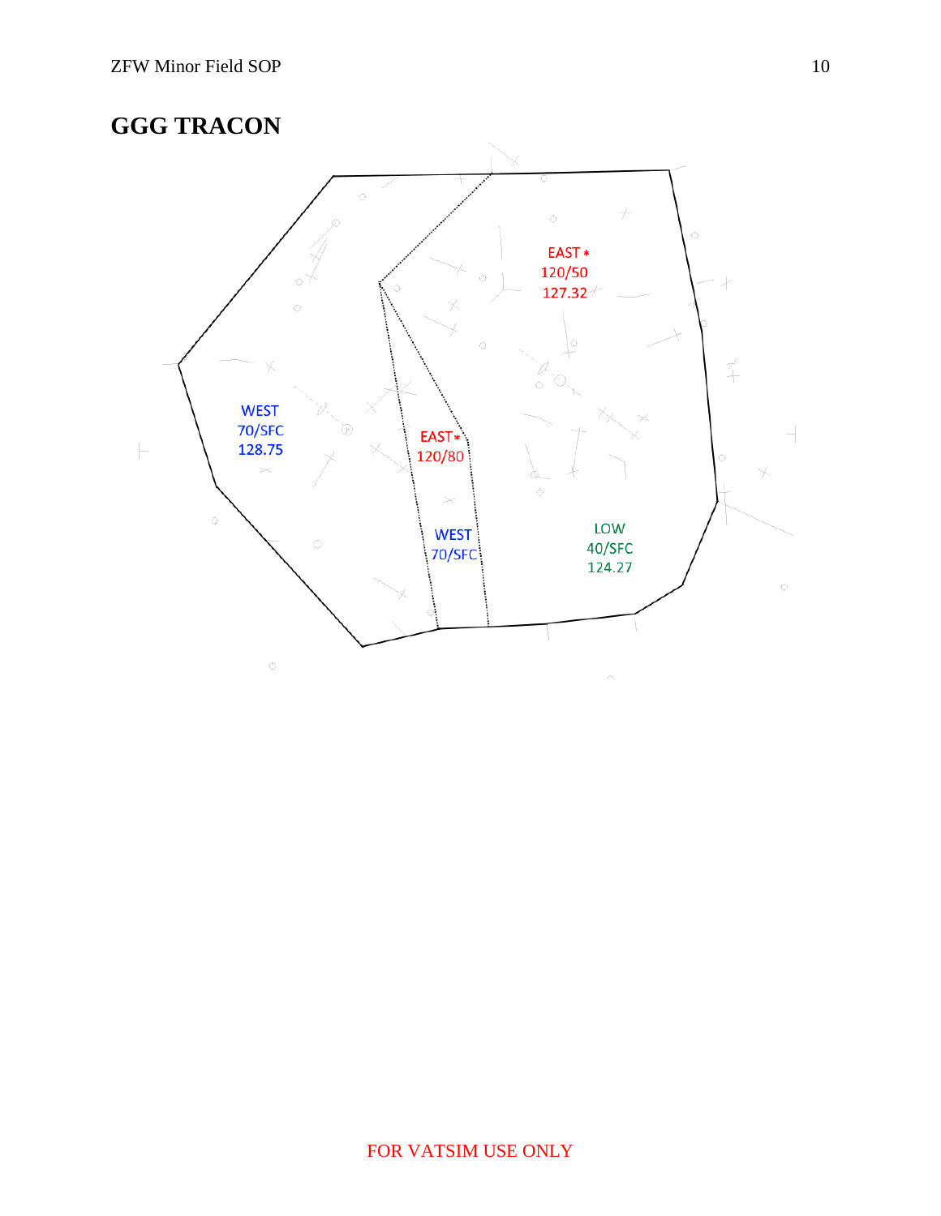## GGG TRACON

EAST *
120/50
127.32

WEST
70/SFC
128.75

EAST *
120/80

WEST
70/SFC

LOW
40/SFC
124.27

FOR VATSIM USE ONLY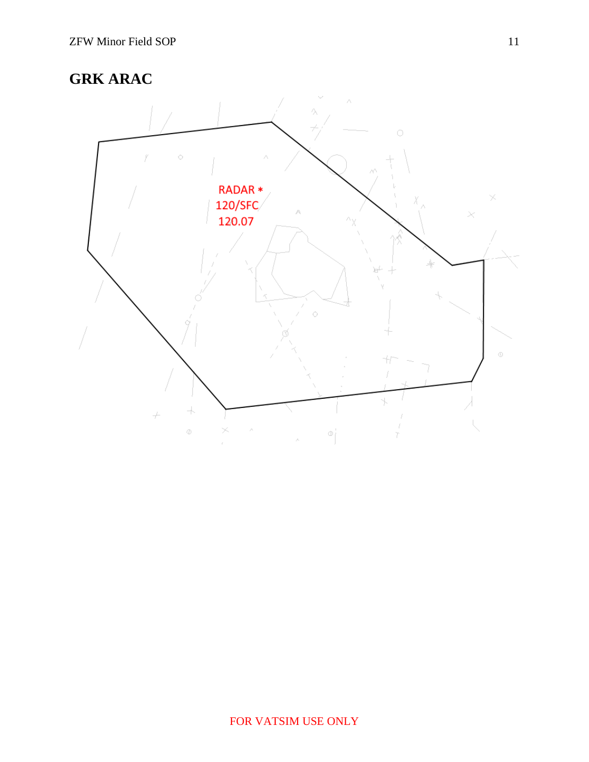# GRK ARAC

RADAR *
120/SFC
120.07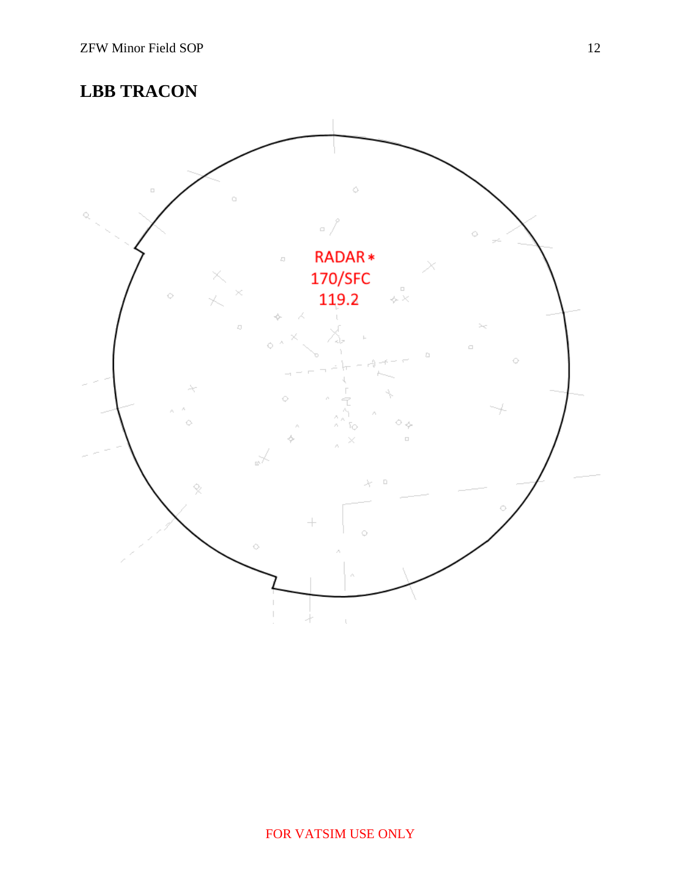## LBB TRACON

RADAR*
170/SFC
119.2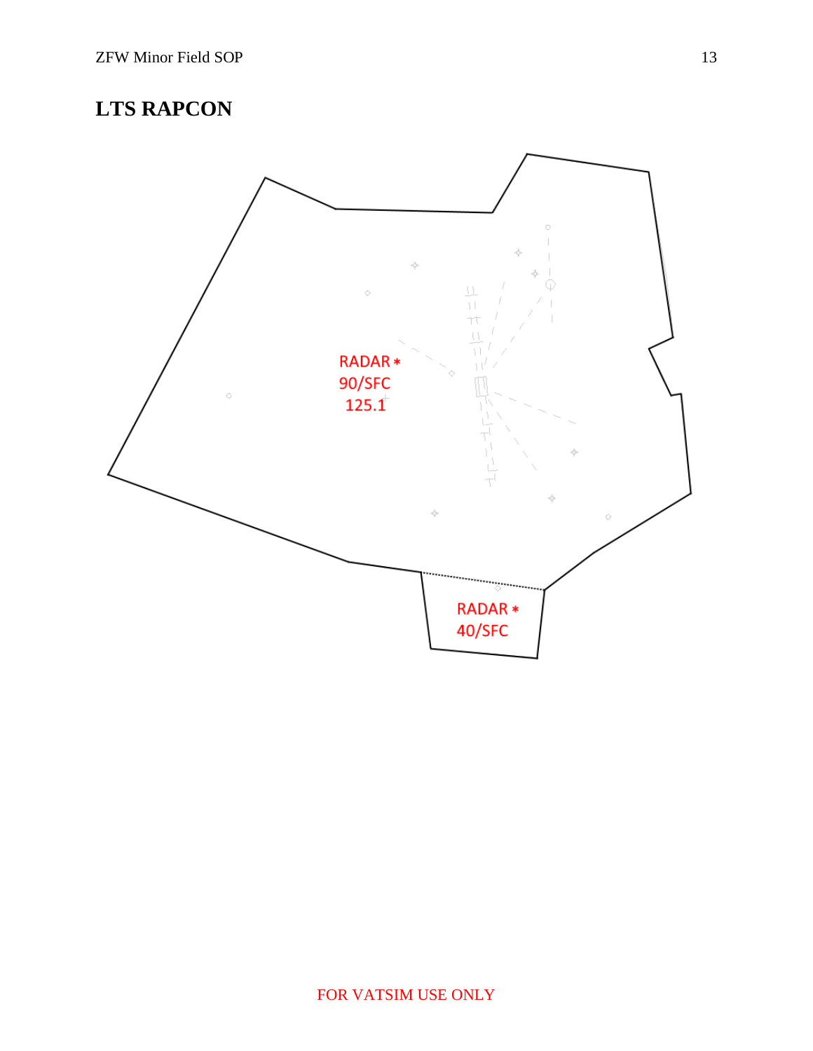## LTS RAPCON

RADAR *
90/SFC
125.1

RADAR *
40/SFC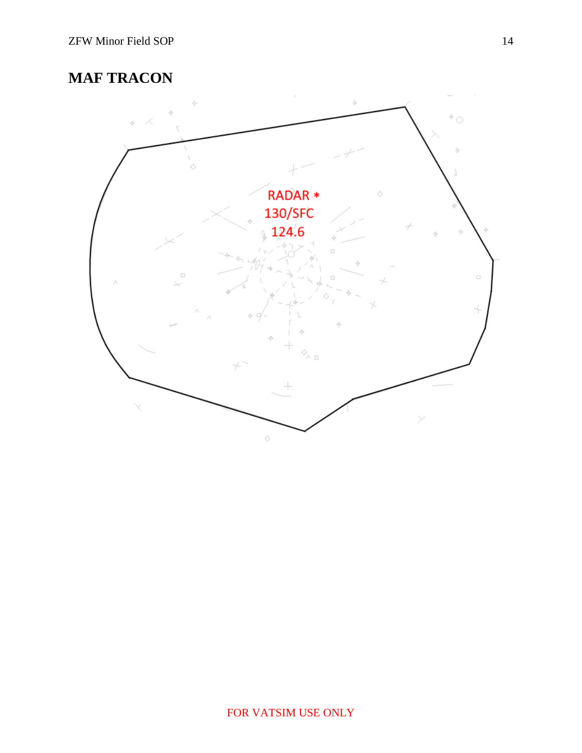# MAF TRACON

RADAR *
130/SFC
124.6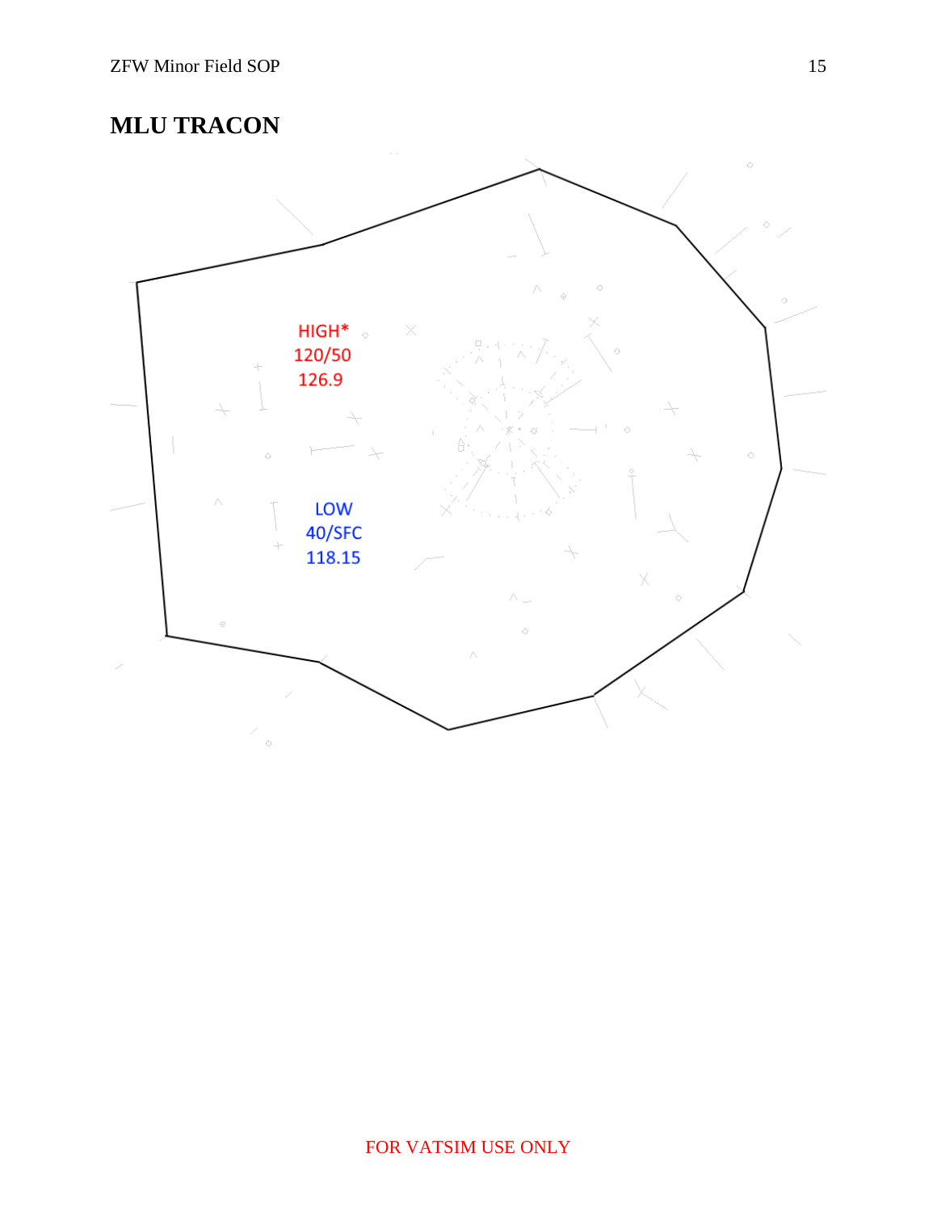# MLU TRACON

HIGH*
120/50
126.9

LOW
40/SFC
118.15

FOR VATSIM USE ONLY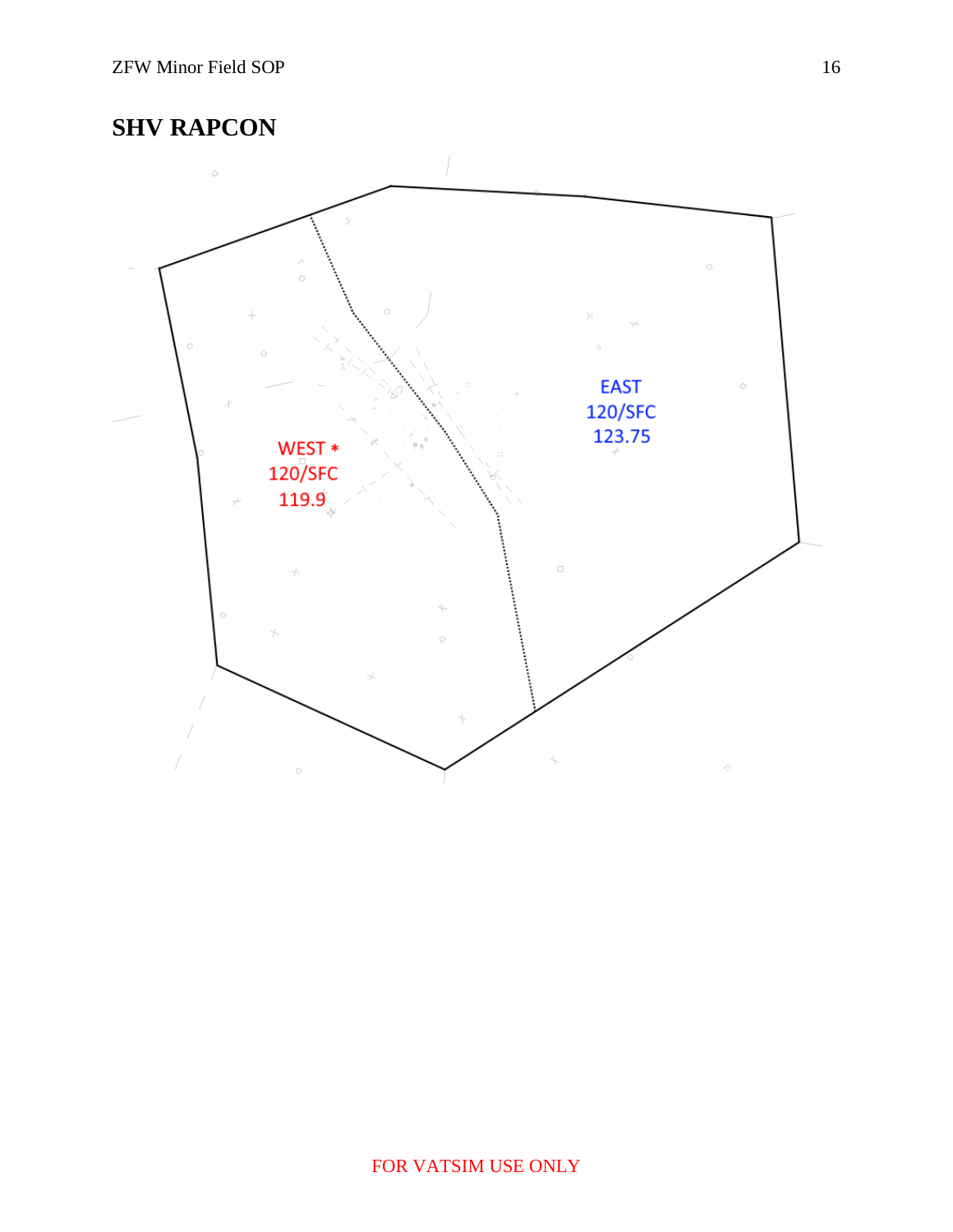## SHV RAPCON

WEST *
120/SFC
119.9

EAST
120/SFC
123.75

FOR VATSIM USE ONLY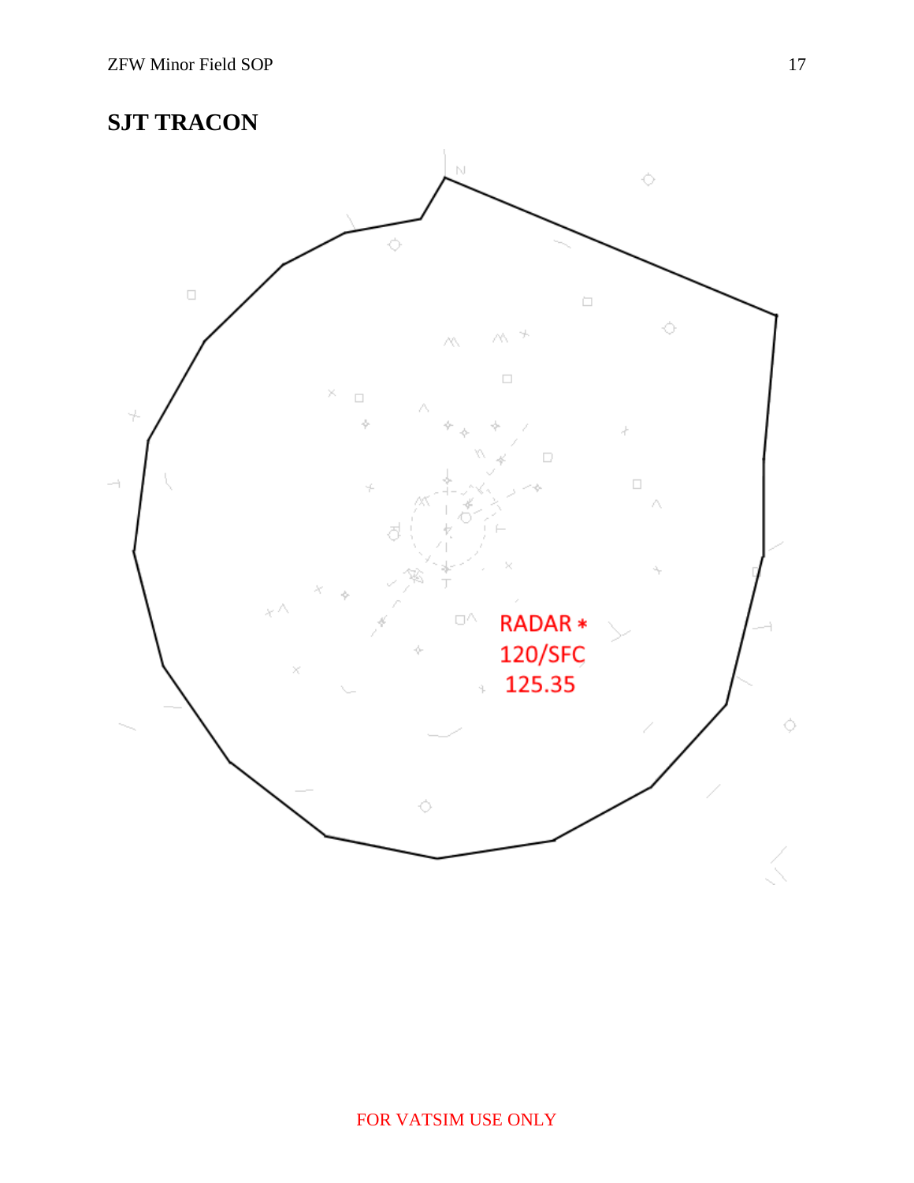## SJT TRACON

RADAR *
120/SFC
125.35

FOR VATSIM USE ONLY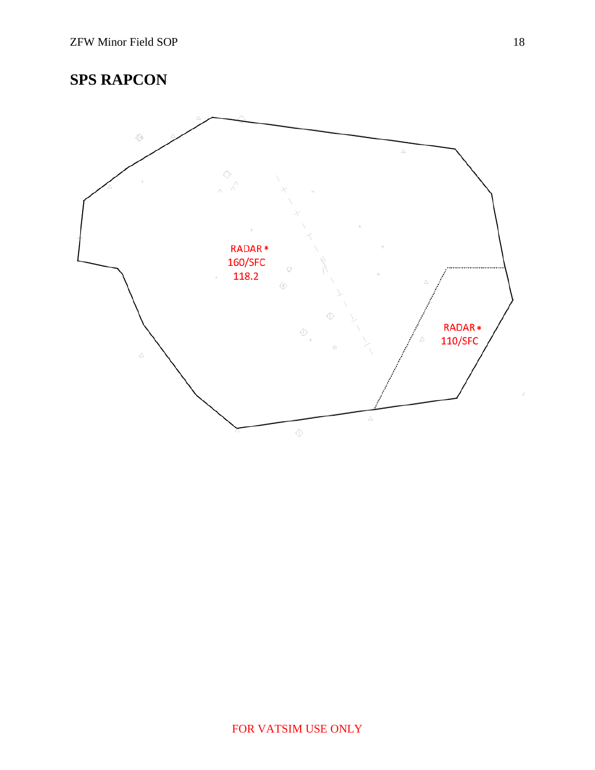## SPS RAPCON

RADAR *
160/SFC
118.2

RADAR *
110/SFC

FOR VATSIM USE ONLY